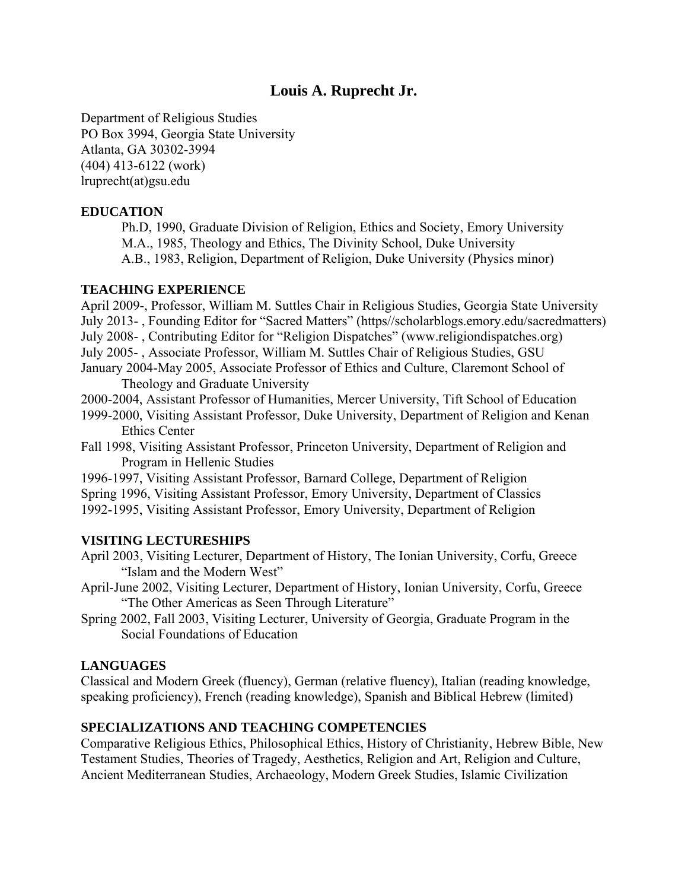# Louis A. Ruprecht Jr.

Department of Religious Studies
PO Box 3994, Georgia State University
Atlanta, GA 30302-3994
(404) 413-6122 (work)
lruprecht(at)gsu.edu

## EDUCATION

Ph.D, 1990, Graduate Division of Religion, Ethics and Society, Emory University
M.A., 1985, Theology and Ethics, The Divinity School, Duke University
A.B., 1983, Religion, Department of Religion, Duke University (Physics minor)

## TEACHING EXPERIENCE

April 2009-, Professor, William M. Suttles Chair in Religious Studies, Georgia State University
July 2013- , Founding Editor for "Sacred Matters" (https//scholarblogs.emory.edu/sacredmatters)
July 2008- , Contributing Editor for "Religion Dispatches" (www.religiondispatches.org)
July 2005- , Associate Professor, William M. Suttles Chair of Religious Studies, GSU
January 2004-May 2005, Associate Professor of Ethics and Culture, Claremont School of Theology and Graduate University
2000-2004, Assistant Professor of Humanities, Mercer University, Tift School of Education
1999-2000, Visiting Assistant Professor, Duke University, Department of Religion and Kenan Ethics Center
Fall 1998, Visiting Assistant Professor, Princeton University, Department of Religion and Program in Hellenic Studies
1996-1997, Visiting Assistant Professor, Barnard College, Department of Religion
Spring 1996, Visiting Assistant Professor, Emory University, Department of Classics
1992-1995, Visiting Assistant Professor, Emory University, Department of Religion

## VISITING LECTURESHIPS

April 2003, Visiting Lecturer, Department of History, The Ionian University, Corfu, Greece "Islam and the Modern West"
April-June 2002, Visiting Lecturer, Department of History, Ionian University, Corfu, Greece "The Other Americas as Seen Through Literature"
Spring 2002, Fall 2003, Visiting Lecturer, University of Georgia, Graduate Program in the Social Foundations of Education

## LANGUAGES

Classical and Modern Greek (fluency), German (relative fluency), Italian (reading knowledge, speaking proficiency), French (reading knowledge), Spanish and Biblical Hebrew (limited)

## SPECIALIZATIONS AND TEACHING COMPETENCIES

Comparative Religious Ethics, Philosophical Ethics, History of Christianity, Hebrew Bible, New Testament Studies, Theories of Tragedy, Aesthetics, Religion and Art, Religion and Culture, Ancient Mediterranean Studies, Archaeology, Modern Greek Studies, Islamic Civilization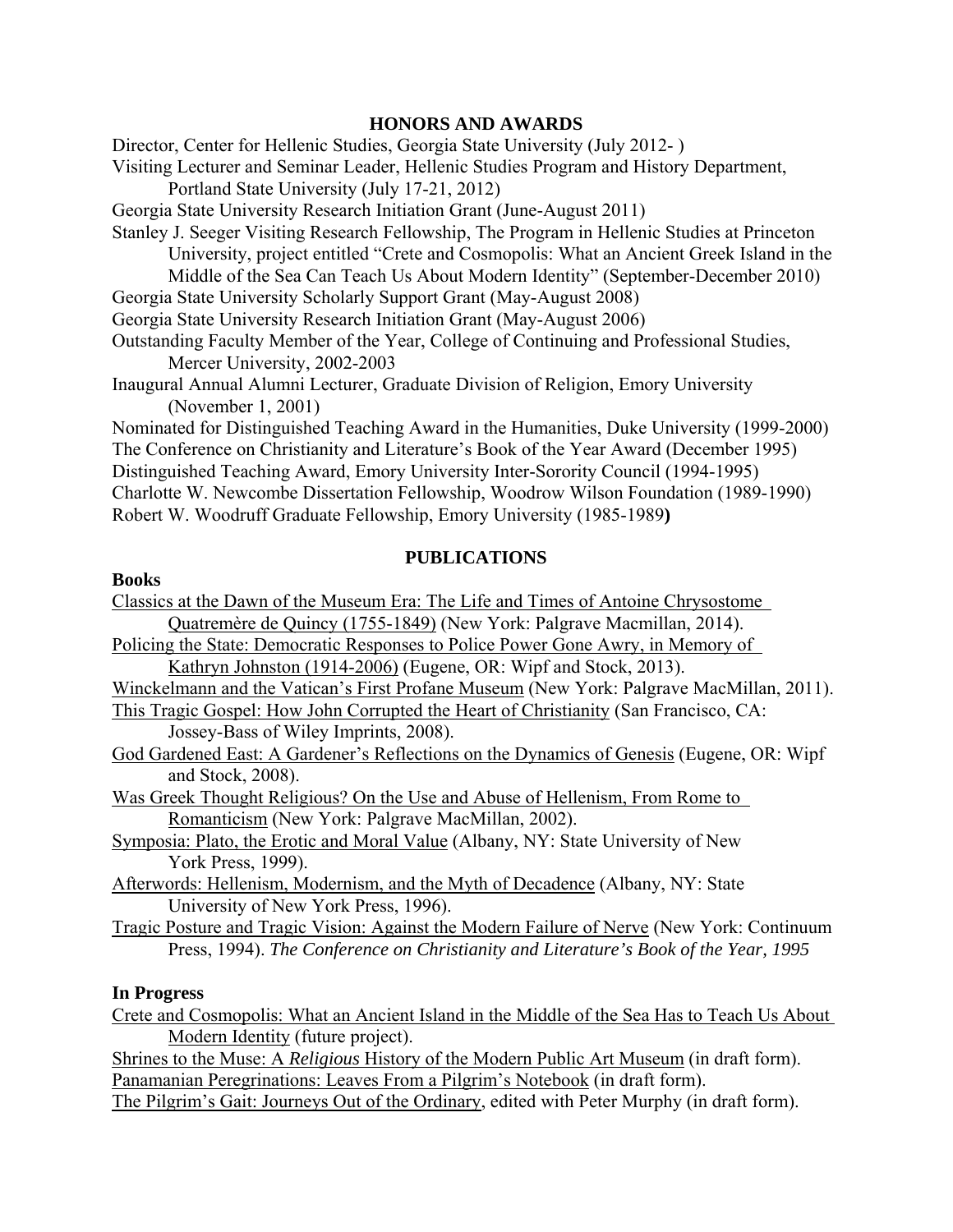## HONORS AND AWARDS

Director, Center for Hellenic Studies, Georgia State University (July 2012- )

Visiting Lecturer and Seminar Leader, Hellenic Studies Program and History Department, Portland State University (July 17-21, 2012)

Georgia State University Research Initiation Grant (June-August 2011)

Stanley J. Seeger Visiting Research Fellowship, The Program in Hellenic Studies at Princeton University, project entitled "Crete and Cosmopolis: What an Ancient Greek Island in the Middle of the Sea Can Teach Us About Modern Identity" (September-December 2010)

Georgia State University Scholarly Support Grant (May-August 2008)

Georgia State University Research Initiation Grant (May-August 2006)

Outstanding Faculty Member of the Year, College of Continuing and Professional Studies, Mercer University, 2002-2003

Inaugural Annual Alumni Lecturer, Graduate Division of Religion, Emory University (November 1, 2001)

Nominated for Distinguished Teaching Award in the Humanities, Duke University (1999-2000)

The Conference on Christianity and Literature's Book of the Year Award (December 1995)

Distinguished Teaching Award, Emory University Inter-Sorority Council (1994-1995)

Charlotte W. Newcombe Dissertation Fellowship, Woodrow Wilson Foundation (1989-1990)

Robert W. Woodruff Graduate Fellowship, Emory University (1985-1989**)**

## PUBLICATIONS

### Books

Classics at the Dawn of the Museum Era: The Life and Times of Antoine Chrysostome Quatremère de Quincy (1755-1849) (New York: Palgrave Macmillan, 2014).

Policing the State: Democratic Responses to Police Power Gone Awry, in Memory of Kathryn Johnston (1914-2006) (Eugene, OR: Wipf and Stock, 2013).

Winckelmann and the Vatican's First Profane Museum (New York: Palgrave MacMillan, 2011).

This Tragic Gospel: How John Corrupted the Heart of Christianity (San Francisco, CA: Jossey-Bass of Wiley Imprints, 2008).

God Gardened East: A Gardener's Reflections on the Dynamics of Genesis (Eugene, OR: Wipf and Stock, 2008).

Was Greek Thought Religious? On the Use and Abuse of Hellenism, From Rome to Romanticism (New York: Palgrave MacMillan, 2002).

Symposia: Plato, the Erotic and Moral Value (Albany, NY: State University of New York Press, 1999).

Afterwords: Hellenism, Modernism, and the Myth of Decadence (Albany, NY: State University of New York Press, 1996).

Tragic Posture and Tragic Vision: Against the Modern Failure of Nerve (New York: Continuum Press, 1994). *The Conference on Christianity and Literature's Book of the Year, 1995*

### In Progress

Crete and Cosmopolis: What an Ancient Island in the Middle of the Sea Has to Teach Us About Modern Identity (future project).

Shrines to the Muse: A *Religious* History of the Modern Public Art Museum (in draft form).

Panamanian Peregrinations: Leaves From a Pilgrim's Notebook (in draft form).

The Pilgrim's Gait: Journeys Out of the Ordinary, edited with Peter Murphy (in draft form).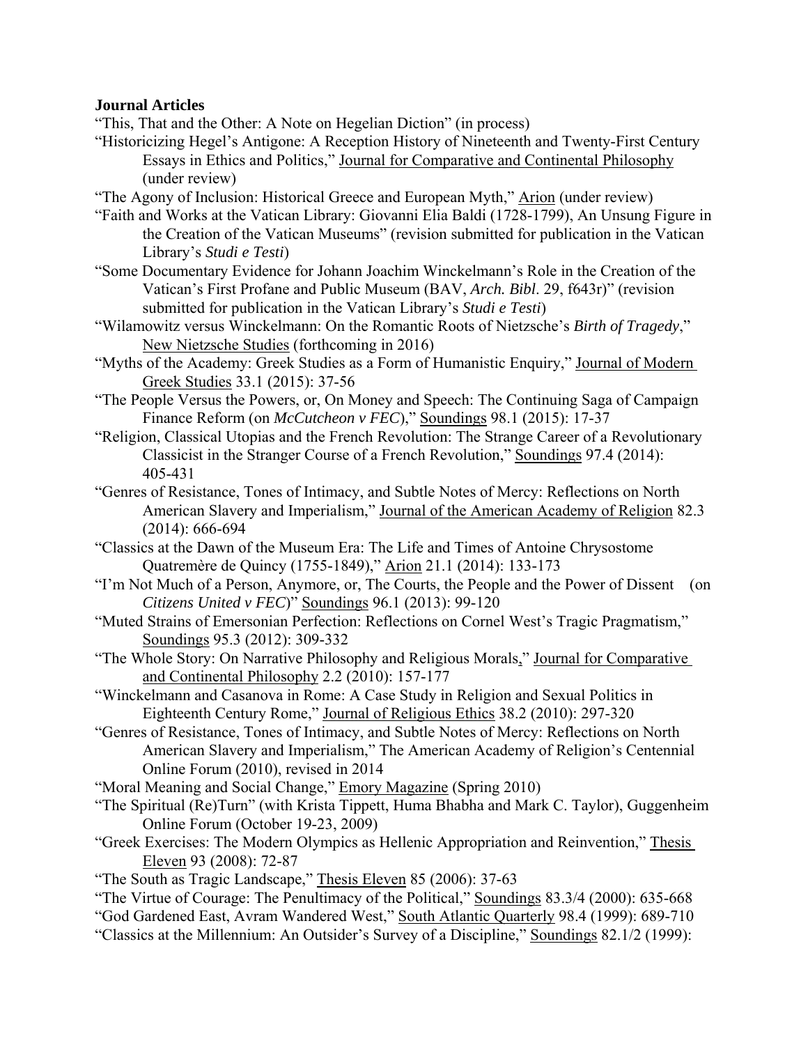**Journal Articles**

"This, That and the Other: A Note on Hegelian Diction" (in process)

"Historicizing Hegel's Antigone: A Reception History of Nineteenth and Twenty-First Century Essays in Ethics and Politics," Journal for Comparative and Continental Philosophy (under review)

"The Agony of Inclusion: Historical Greece and European Myth," Arion (under review)

"Faith and Works at the Vatican Library: Giovanni Elia Baldi (1728-1799), An Unsung Figure in the Creation of the Vatican Museums" (revision submitted for publication in the Vatican Library's *Studi e Testi*)

"Some Documentary Evidence for Johann Joachim Winckelmann's Role in the Creation of the Vatican's First Profane and Public Museum (BAV, *Arch. Bibl.* 29, f643r)" (revision submitted for publication in the Vatican Library's *Studi e Testi*)

"Wilamowitz versus Winckelmann: On the Romantic Roots of Nietzsche's *Birth of Tragedy*," New Nietzsche Studies (forthcoming in 2016)

"Myths of the Academy: Greek Studies as a Form of Humanistic Enquiry," Journal of Modern Greek Studies 33.1 (2015): 37-56

"The People Versus the Powers, or, On Money and Speech: The Continuing Saga of Campaign Finance Reform (on *McCutcheon v FEC*)," Soundings 98.1 (2015): 17-37

"Religion, Classical Utopias and the French Revolution: The Strange Career of a Revolutionary Classicist in the Stranger Course of a French Revolution," Soundings 97.4 (2014): 405-431

"Genres of Resistance, Tones of Intimacy, and Subtle Notes of Mercy: Reflections on North American Slavery and Imperialism," Journal of the American Academy of Religion 82.3 (2014): 666-694

"Classics at the Dawn of the Museum Era: The Life and Times of Antoine Chrysostome Quatremère de Quincy (1755-1849)," Arion 21.1 (2014): 133-173

"I'm Not Much of a Person, Anymore, or, The Courts, the People and the Power of Dissent (on *Citizens United v FEC*)" Soundings 96.1 (2013): 99-120

"Muted Strains of Emersonian Perfection: Reflections on Cornel West's Tragic Pragmatism," Soundings 95.3 (2012): 309-332

"The Whole Story: On Narrative Philosophy and Religious Morals," Journal for Comparative and Continental Philosophy 2.2 (2010): 157-177

"Winckelmann and Casanova in Rome: A Case Study in Religion and Sexual Politics in Eighteenth Century Rome," Journal of Religious Ethics 38.2 (2010): 297-320

"Genres of Resistance, Tones of Intimacy, and Subtle Notes of Mercy: Reflections on North American Slavery and Imperialism," The American Academy of Religion's Centennial Online Forum (2010), revised in 2014

"Moral Meaning and Social Change," Emory Magazine (Spring 2010)

"The Spiritual (Re)Turn" (with Krista Tippett, Huma Bhabha and Mark C. Taylor), Guggenheim Online Forum (October 19-23, 2009)

"Greek Exercises: The Modern Olympics as Hellenic Appropriation and Reinvention," Thesis Eleven 93 (2008): 72-87

"The South as Tragic Landscape," Thesis Eleven 85 (2006): 37-63

"The Virtue of Courage: The Penultimacy of the Political," Soundings 83.3/4 (2000): 635-668

"God Gardened East, Avram Wandered West," South Atlantic Quarterly 98.4 (1999): 689-710

"Classics at the Millennium: An Outsider's Survey of a Discipline," Soundings 82.1/2 (1999):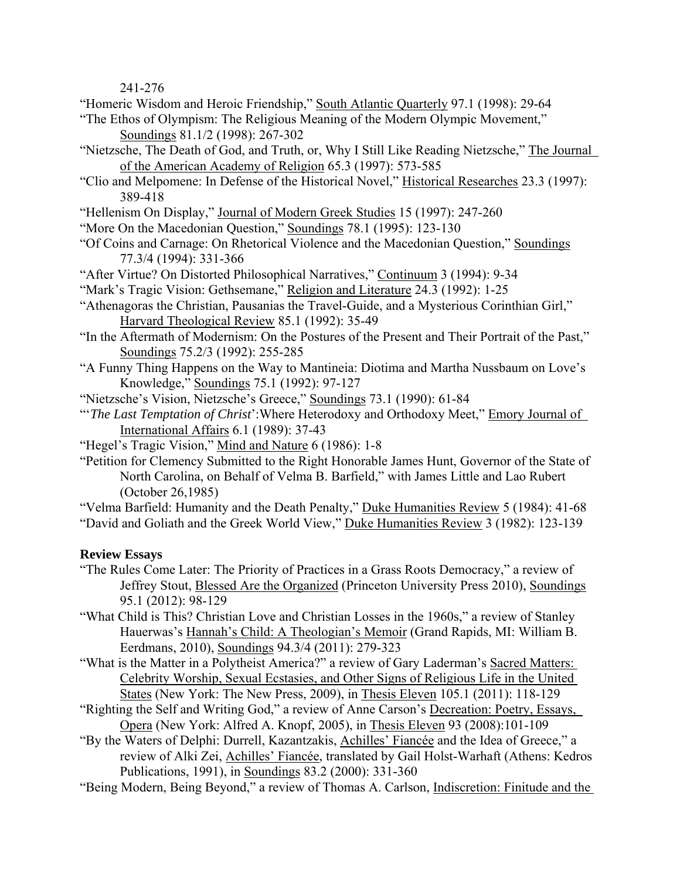241-276

"Homeric Wisdom and Heroic Friendship," South Atlantic Quarterly 97.1 (1998): 29-64

"The Ethos of Olympism: The Religious Meaning of the Modern Olympic Movement," Soundings 81.1/2 (1998): 267-302

"Nietzsche, The Death of God, and Truth, or, Why I Still Like Reading Nietzsche," The Journal of the American Academy of Religion 65.3 (1997): 573-585

"Clio and Melpomene: In Defense of the Historical Novel," Historical Researches 23.3 (1997): 389-418

"Hellenism On Display," Journal of Modern Greek Studies 15 (1997): 247-260

"More On the Macedonian Question," Soundings 78.1 (1995): 123-130

"Of Coins and Carnage: On Rhetorical Violence and the Macedonian Question," Soundings 77.3/4 (1994): 331-366

"After Virtue? On Distorted Philosophical Narratives," Continuum 3 (1994): 9-34

"Mark's Tragic Vision: Gethsemane," Religion and Literature 24.3 (1992): 1-25

"Athenagoras the Christian, Pausanias the Travel-Guide, and a Mysterious Corinthian Girl," Harvard Theological Review 85.1 (1992): 35-49

"In the Aftermath of Modernism: On the Postures of the Present and Their Portrait of the Past," Soundings 75.2/3 (1992): 255-285

"A Funny Thing Happens on the Way to Mantineia: Diotima and Martha Nussbaum on Love's Knowledge," Soundings 75.1 (1992): 97-127

"Nietzsche's Vision, Nietzsche's Greece," Soundings 73.1 (1990): 61-84

"'*The Last Temptation of Christ*':Where Heterodoxy and Orthodoxy Meet," Emory Journal of International Affairs 6.1 (1989): 37-43

"Hegel's Tragic Vision," Mind and Nature 6 (1986): 1-8

"Petition for Clemency Submitted to the Right Honorable James Hunt, Governor of the State of North Carolina, on Behalf of Velma B. Barfield," with James Little and Lao Rubert (October 26,1985)

"Velma Barfield: Humanity and the Death Penalty," Duke Humanities Review 5 (1984): 41-68

"David and Goliath and the Greek World View," Duke Humanities Review 3 (1982): 123-139

**Review Essays**

"The Rules Come Later: The Priority of Practices in a Grass Roots Democracy," a review of Jeffrey Stout, Blessed Are the Organized (Princeton University Press 2010), Soundings 95.1 (2012): 98-129

"What Child is This? Christian Love and Christian Losses in the 1960s," a review of Stanley Hauerwas's Hannah's Child: A Theologian's Memoir (Grand Rapids, MI: William B. Eerdmans, 2010), Soundings 94.3/4 (2011): 279-323

"What is the Matter in a Polytheist America?" a review of Gary Laderman's Sacred Matters: Celebrity Worship, Sexual Ecstasies, and Other Signs of Religious Life in the United States (New York: The New Press, 2009), in Thesis Eleven 105.1 (2011): 118-129

"Righting the Self and Writing God," a review of Anne Carson's Decreation: Poetry, Essays, Opera (New York: Alfred A. Knopf, 2005), in Thesis Eleven 93 (2008):101-109

"By the Waters of Delphi: Durrell, Kazantzakis, Achilles' Fiancée and the Idea of Greece," a review of Alki Zei, Achilles' Fiancée, translated by Gail Holst-Warhaft (Athens: Kedros Publications, 1991), in Soundings 83.2 (2000): 331-360

"Being Modern, Being Beyond," a review of Thomas A. Carlson, Indiscretion: Finitude and the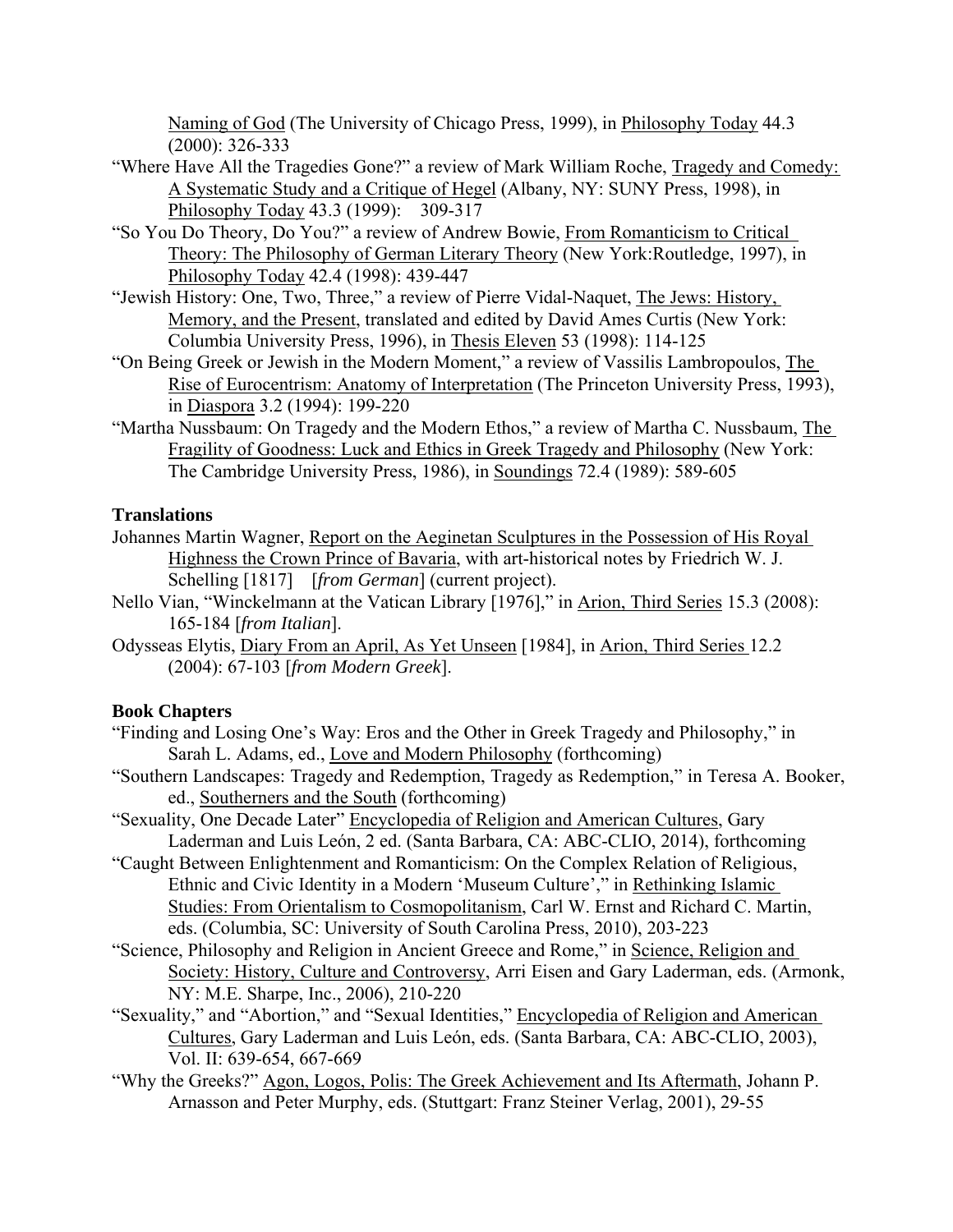Naming of God (The University of Chicago Press, 1999), in Philosophy Today 44.3 (2000): 326-333

"Where Have All the Tragedies Gone?" a review of Mark William Roche, Tragedy and Comedy: A Systematic Study and a Critique of Hegel (Albany, NY: SUNY Press, 1998), in Philosophy Today 43.3 (1999): 309-317

"So You Do Theory, Do You?" a review of Andrew Bowie, From Romanticism to Critical Theory: The Philosophy of German Literary Theory (New York:Routledge, 1997), in Philosophy Today 42.4 (1998): 439-447

"Jewish History: One, Two, Three," a review of Pierre Vidal-Naquet, The Jews: History, Memory, and the Present, translated and edited by David Ames Curtis (New York: Columbia University Press, 1996), in Thesis Eleven 53 (1998): 114-125

"On Being Greek or Jewish in the Modern Moment," a review of Vassilis Lambropoulos, The Rise of Eurocentrism: Anatomy of Interpretation (The Princeton University Press, 1993), in Diaspora 3.2 (1994): 199-220

"Martha Nussbaum: On Tragedy and the Modern Ethos," a review of Martha C. Nussbaum, The Fragility of Goodness: Luck and Ethics in Greek Tragedy and Philosophy (New York: The Cambridge University Press, 1986), in Soundings 72.4 (1989): 589-605

**Translations**

Johannes Martin Wagner, Report on the Aeginetan Sculptures in the Possession of His Royal Highness the Crown Prince of Bavaria, with art-historical notes by Friedrich W. J. Schelling [1817] [*from German*] (current project).

Nello Vian, "Winckelmann at the Vatican Library [1976]," in Arion, Third Series 15.3 (2008): 165-184 [*from Italian*].

Odysseas Elytis, Diary From an April, As Yet Unseen [1984], in Arion, Third Series 12.2 (2004): 67-103 [*from Modern Greek*].

**Book Chapters**

"Finding and Losing One's Way: Eros and the Other in Greek Tragedy and Philosophy," in Sarah L. Adams, ed., Love and Modern Philosophy (forthcoming)

"Southern Landscapes: Tragedy and Redemption, Tragedy as Redemption," in Teresa A. Booker, ed., Southerners and the South (forthcoming)

"Sexuality, One Decade Later" Encyclopedia of Religion and American Cultures, Gary Laderman and Luis León, 2 ed. (Santa Barbara, CA: ABC-CLIO, 2014), forthcoming

"Caught Between Enlightenment and Romanticism: On the Complex Relation of Religious, Ethnic and Civic Identity in a Modern 'Museum Culture'," in Rethinking Islamic Studies: From Orientalism to Cosmopolitanism, Carl W. Ernst and Richard C. Martin, eds. (Columbia, SC: University of South Carolina Press, 2010), 203-223

"Science, Philosophy and Religion in Ancient Greece and Rome," in Science, Religion and Society: History, Culture and Controversy, Arri Eisen and Gary Laderman, eds. (Armonk, NY: M.E. Sharpe, Inc., 2006), 210-220

"Sexuality," and "Abortion," and "Sexual Identities," Encyclopedia of Religion and American Cultures, Gary Laderman and Luis León, eds. (Santa Barbara, CA: ABC-CLIO, 2003), Vol. II: 639-654, 667-669

"Why the Greeks?" Agon, Logos, Polis: The Greek Achievement and Its Aftermath, Johann P. Arnasson and Peter Murphy, eds. (Stuttgart: Franz Steiner Verlag, 2001), 29-55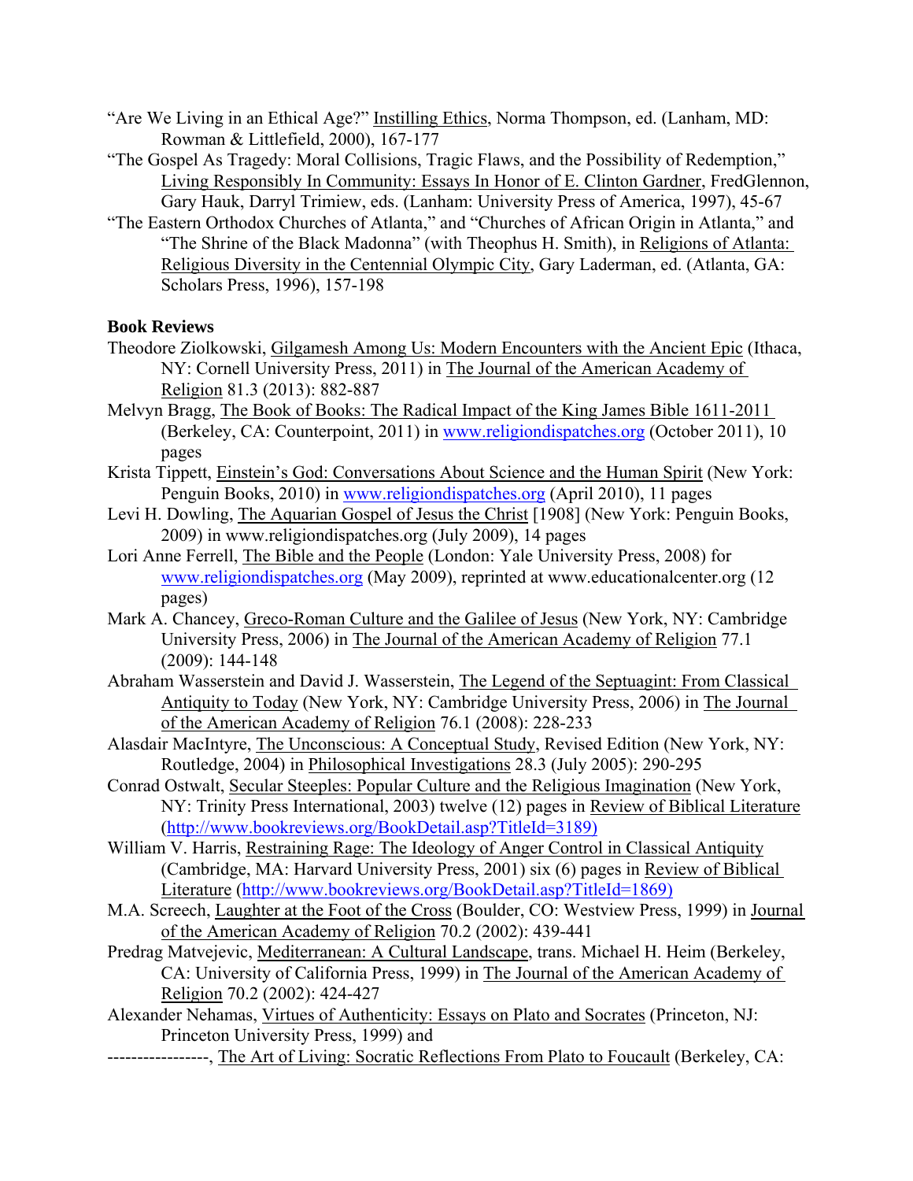"Are We Living in an Ethical Age?" Instilling Ethics, Norma Thompson, ed. (Lanham, MD: Rowman & Littlefield, 2000), 167-177

"The Gospel As Tragedy: Moral Collisions, Tragic Flaws, and the Possibility of Redemption," Living Responsibly In Community: Essays In Honor of E. Clinton Gardner, FredGlennon, Gary Hauk, Darryl Trimiew, eds. (Lanham: University Press of America, 1997), 45-67

"The Eastern Orthodox Churches of Atlanta," and "Churches of African Origin in Atlanta," and "The Shrine of the Black Madonna" (with Theophus H. Smith), in Religions of Atlanta: Religious Diversity in the Centennial Olympic City, Gary Laderman, ed. (Atlanta, GA: Scholars Press, 1996), 157-198

**Book Reviews**

Theodore Ziolkowski, Gilgamesh Among Us: Modern Encounters with the Ancient Epic (Ithaca, NY: Cornell University Press, 2011) in The Journal of the American Academy of Religion 81.3 (2013): 882-887

Melvyn Bragg, The Book of Books: The Radical Impact of the King James Bible 1611-2011 (Berkeley, CA: Counterpoint, 2011) in www.religiondispatches.org (October 2011), 10 pages

Krista Tippett, Einstein's God: Conversations About Science and the Human Spirit (New York: Penguin Books, 2010) in www.religiondispatches.org (April 2010), 11 pages

Levi H. Dowling, The Aquarian Gospel of Jesus the Christ [1908] (New York: Penguin Books, 2009) in www.religiondispatches.org (July 2009), 14 pages

Lori Anne Ferrell, The Bible and the People (London: Yale University Press, 2008) for www.religiondispatches.org (May 2009), reprinted at www.educationalcenter.org (12 pages)

Mark A. Chancey, Greco-Roman Culture and the Galilee of Jesus (New York, NY: Cambridge University Press, 2006) in The Journal of the American Academy of Religion 77.1 (2009): 144-148

Abraham Wasserstein and David J. Wasserstein, The Legend of the Septuagint: From Classical Antiquity to Today (New York, NY: Cambridge University Press, 2006) in The Journal of the American Academy of Religion 76.1 (2008): 228-233

Alasdair MacIntyre, The Unconscious: A Conceptual Study, Revised Edition (New York, NY: Routledge, 2004) in Philosophical Investigations 28.3 (July 2005): 290-295

Conrad Ostwalt, Secular Steeples: Popular Culture and the Religious Imagination (New York, NY: Trinity Press International, 2003) twelve (12) pages in Review of Biblical Literature (http://www.bookreviews.org/BookDetail.asp?TitleId=3189)

William V. Harris, Restraining Rage: The Ideology of Anger Control in Classical Antiquity (Cambridge, MA: Harvard University Press, 2001) six (6) pages in Review of Biblical Literature (http://www.bookreviews.org/BookDetail.asp?TitleId=1869)

M.A. Screech, Laughter at the Foot of the Cross (Boulder, CO: Westview Press, 1999) in Journal of the American Academy of Religion 70.2 (2002): 439-441

Predrag Matvejevic, Mediterranean: A Cultural Landscape, trans. Michael H. Heim (Berkeley, CA: University of California Press, 1999) in The Journal of the American Academy of Religion 70.2 (2002): 424-427

Alexander Nehamas, Virtues of Authenticity: Essays on Plato and Socrates (Princeton, NJ: Princeton University Press, 1999) and

-----------------, The Art of Living: Socratic Reflections From Plato to Foucault (Berkeley, CA: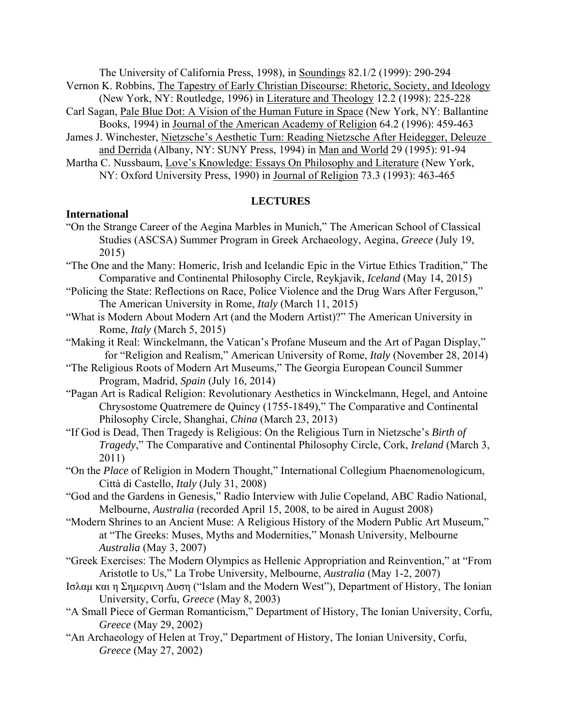The University of California Press, 1998), in Soundings 82.1/2 (1999): 290-294

Vernon K. Robbins, The Tapestry of Early Christian Discourse: Rhetoric, Society, and Ideology (New York, NY: Routledge, 1996) in Literature and Theology 12.2 (1998): 225-228

Carl Sagan, Pale Blue Dot: A Vision of the Human Future in Space (New York, NY: Ballantine Books, 1994) in Journal of the American Academy of Religion 64.2 (1996): 459-463

James J. Winchester, Nietzsche's Aesthetic Turn: Reading Nietzsche After Heidegger, Deleuze and Derrida (Albany, NY: SUNY Press, 1994) in Man and World 29 (1995): 91-94

Martha C. Nussbaum, Love's Knowledge: Essays On Philosophy and Literature (New York, NY: Oxford University Press, 1990) in Journal of Religion 73.3 (1993): 463-465

## LECTURES

### International

"On the Strange Career of the Aegina Marbles in Munich," The American School of Classical Studies (ASCSA) Summer Program in Greek Archaeology, Aegina, *Greece* (July 19, 2015)

"The One and the Many: Homeric, Irish and Icelandic Epic in the Virtue Ethics Tradition," The Comparative and Continental Philosophy Circle, Reykjavik, *Iceland* (May 14, 2015)

"Policing the State: Reflections on Race, Police Violence and the Drug Wars After Ferguson," The American University in Rome, *Italy* (March 11, 2015)

"What is Modern About Modern Art (and the Modern Artist)?" The American University in Rome, *Italy* (March 5, 2015)

"Making it Real: Winckelmann, the Vatican's Profane Museum and the Art of Pagan Display," for "Religion and Realism," American University of Rome, *Italy* (November 28, 2014)

"The Religious Roots of Modern Art Museums," The Georgia European Council Summer Program, Madrid, *Spain* (July 16, 2014)

"Pagan Art is Radical Religion: Revolutionary Aesthetics in Winckelmann, Hegel, and Antoine Chrysostome Quatremere de Quincy (1755-1849)," The Comparative and Continental Philosophy Circle, Shanghai, *China* (March 23, 2013)

"If God is Dead, Then Tragedy is Religious: On the Religious Turn in Nietzsche's *Birth of Tragedy*," The Comparative and Continental Philosophy Circle, Cork, *Ireland* (March 3, 2011)

"On the *Place* of Religion in Modern Thought," International Collegium Phaenomenologicum, Città di Castello, *Italy* (July 31, 2008)

"God and the Gardens in Genesis," Radio Interview with Julie Copeland, ABC Radio National, Melbourne, *Australia* (recorded April 15, 2008, to be aired in August 2008)

"Modern Shrines to an Ancient Muse: A Religious History of the Modern Public Art Museum," at "The Greeks: Muses, Myths and Modernities," Monash University, Melbourne *Australia* (May 3, 2007)

"Greek Exercises: The Modern Olympics as Hellenic Appropriation and Reinvention," at "From Aristotle to Us," La Trobe University, Melbourne, *Australia* (May 1-2, 2007)

Ισλαμ και η Σημερινη Δυση ("Islam and the Modern West"), Department of History, The Ionian University, Corfu, *Greece* (May 8, 2003)

"A Small Piece of German Romanticism," Department of History, The Ionian University, Corfu, *Greece* (May 29, 2002)

"An Archaeology of Helen at Troy," Department of History, The Ionian University, Corfu, *Greece* (May 27, 2002)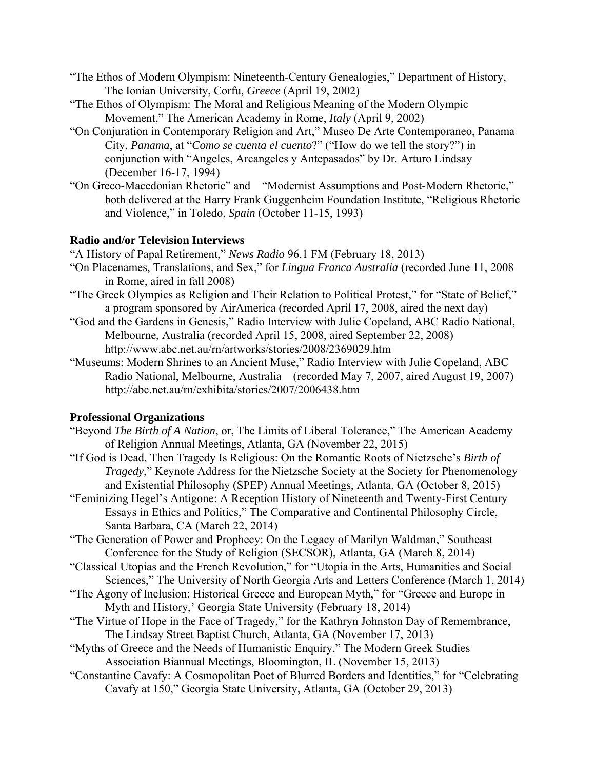"The Ethos of Modern Olympism: Nineteenth-Century Genealogies," Department of History, The Ionian University, Corfu, *Greece* (April 19, 2002)

"The Ethos of Olympism: The Moral and Religious Meaning of the Modern Olympic Movement," The American Academy in Rome, *Italy* (April 9, 2002)

"On Conjuration in Contemporary Religion and Art," Museo De Arte Contemporaneo, Panama City, *Panama*, at "*Como se cuenta el cuento*?" ("How do we tell the story?") in conjunction with "Angeles, Arcangeles y Antepasados" by Dr. Arturo Lindsay (December 16-17, 1994)

"On Greco-Macedonian Rhetoric" and "Modernist Assumptions and Post-Modern Rhetoric," both delivered at the Harry Frank Guggenheim Foundation Institute, "Religious Rhetoric and Violence," in Toledo, *Spain* (October 11-15, 1993)

**Radio and/or Television Interviews**

"A History of Papal Retirement," *News Radio* 96.1 FM (February 18, 2013)

"On Placenames, Translations, and Sex," for *Lingua Franca Australia* (recorded June 11, 2008 in Rome, aired in fall 2008)

"The Greek Olympics as Religion and Their Relation to Political Protest," for "State of Belief," a program sponsored by AirAmerica (recorded April 17, 2008, aired the next day)

"God and the Gardens in Genesis," Radio Interview with Julie Copeland, ABC Radio National, Melbourne, Australia (recorded April 15, 2008, aired September 22, 2008) http://www.abc.net.au/rn/artworks/stories/2008/2369029.htm

"Museums: Modern Shrines to an Ancient Muse," Radio Interview with Julie Copeland, ABC Radio National, Melbourne, Australia (recorded May 7, 2007, aired August 19, 2007) http://abc.net.au/rn/exhibita/stories/2007/2006438.htm

**Professional Organizations**

"Beyond *The Birth of A Nation*, or, The Limits of Liberal Tolerance," The American Academy of Religion Annual Meetings, Atlanta, GA (November 22, 2015)

"If God is Dead, Then Tragedy Is Religious: On the Romantic Roots of Nietzsche's *Birth of Tragedy*," Keynote Address for the Nietzsche Society at the Society for Phenomenology and Existential Philosophy (SPEP) Annual Meetings, Atlanta, GA (October 8, 2015)

"Feminizing Hegel's Antigone: A Reception History of Nineteenth and Twenty-First Century Essays in Ethics and Politics," The Comparative and Continental Philosophy Circle, Santa Barbara, CA (March 22, 2014)

"The Generation of Power and Prophecy: On the Legacy of Marilyn Waldman," Southeast Conference for the Study of Religion (SECSOR), Atlanta, GA (March 8, 2014)

"Classical Utopias and the French Revolution," for "Utopia in the Arts, Humanities and Social Sciences," The University of North Georgia Arts and Letters Conference (March 1, 2014)

"The Agony of Inclusion: Historical Greece and European Myth," for "Greece and Europe in Myth and History,' Georgia State University (February 18, 2014)

"The Virtue of Hope in the Face of Tragedy," for the Kathryn Johnston Day of Remembrance, The Lindsay Street Baptist Church, Atlanta, GA (November 17, 2013)

"Myths of Greece and the Needs of Humanistic Enquiry," The Modern Greek Studies Association Biannual Meetings, Bloomington, IL (November 15, 2013)

"Constantine Cavafy: A Cosmopolitan Poet of Blurred Borders and Identities," for "Celebrating Cavafy at 150," Georgia State University, Atlanta, GA (October 29, 2013)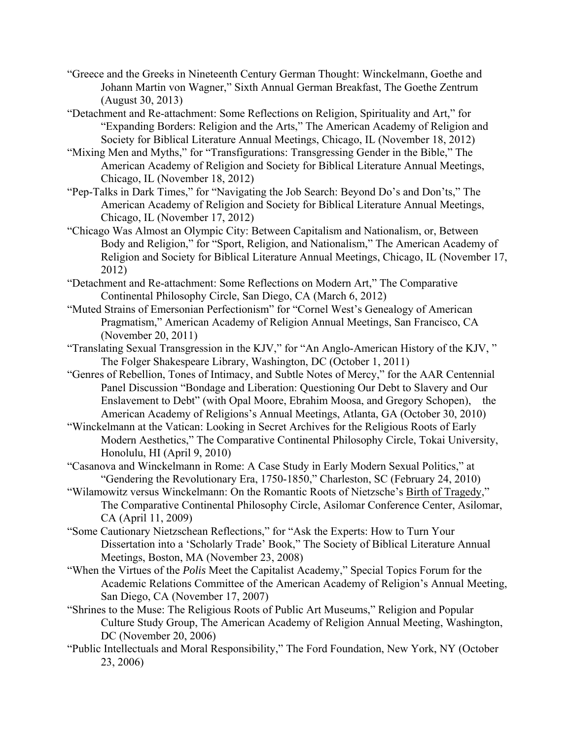"Greece and the Greeks in Nineteenth Century German Thought: Winckelmann, Goethe and Johann Martin von Wagner," Sixth Annual German Breakfast, The Goethe Zentrum (August 30, 2013)

"Detachment and Re-attachment: Some Reflections on Religion, Spirituality and Art," for "Expanding Borders: Religion and the Arts," The American Academy of Religion and Society for Biblical Literature Annual Meetings, Chicago, IL (November 18, 2012)

"Mixing Men and Myths," for "Transfigurations: Transgressing Gender in the Bible," The American Academy of Religion and Society for Biblical Literature Annual Meetings, Chicago, IL (November 18, 2012)

"Pep-Talks in Dark Times," for "Navigating the Job Search: Beyond Do's and Don'ts," The American Academy of Religion and Society for Biblical Literature Annual Meetings, Chicago, IL (November 17, 2012)

"Chicago Was Almost an Olympic City: Between Capitalism and Nationalism, or, Between Body and Religion," for "Sport, Religion, and Nationalism," The American Academy of Religion and Society for Biblical Literature Annual Meetings, Chicago, IL (November 17, 2012)

"Detachment and Re-attachment: Some Reflections on Modern Art," The Comparative Continental Philosophy Circle, San Diego, CA (March 6, 2012)

"Muted Strains of Emersonian Perfectionism" for "Cornel West's Genealogy of American Pragmatism," American Academy of Religion Annual Meetings, San Francisco, CA (November 20, 2011)

"Translating Sexual Transgression in the KJV," for "An Anglo-American History of the KJV, " The Folger Shakespeare Library, Washington, DC (October 1, 2011)

"Genres of Rebellion, Tones of Intimacy, and Subtle Notes of Mercy," for the AAR Centennial Panel Discussion "Bondage and Liberation: Questioning Our Debt to Slavery and Our Enslavement to Debt" (with Opal Moore, Ebrahim Moosa, and Gregory Schopen), the American Academy of Religions's Annual Meetings, Atlanta, GA (October 30, 2010)

"Winckelmann at the Vatican: Looking in Secret Archives for the Religious Roots of Early Modern Aesthetics," The Comparative Continental Philosophy Circle, Tokai University, Honolulu, HI (April 9, 2010)

"Casanova and Winckelmann in Rome: A Case Study in Early Modern Sexual Politics," at "Gendering the Revolutionary Era, 1750-1850," Charleston, SC (February 24, 2010)

"Wilamowitz versus Winckelmann: On the Romantic Roots of Nietzsche's Birth of Tragedy," The Comparative Continental Philosophy Circle, Asilomar Conference Center, Asilomar, CA (April 11, 2009)

"Some Cautionary Nietzschean Reflections," for "Ask the Experts: How to Turn Your Dissertation into a 'Scholarly Trade' Book," The Society of Biblical Literature Annual Meetings, Boston, MA (November 23, 2008)

"When the Virtues of the *Polis* Meet the Capitalist Academy," Special Topics Forum for the Academic Relations Committee of the American Academy of Religion's Annual Meeting, San Diego, CA (November 17, 2007)

"Shrines to the Muse: The Religious Roots of Public Art Museums," Religion and Popular Culture Study Group, The American Academy of Religion Annual Meeting, Washington, DC (November 20, 2006)

"Public Intellectuals and Moral Responsibility," The Ford Foundation, New York, NY (October 23, 2006)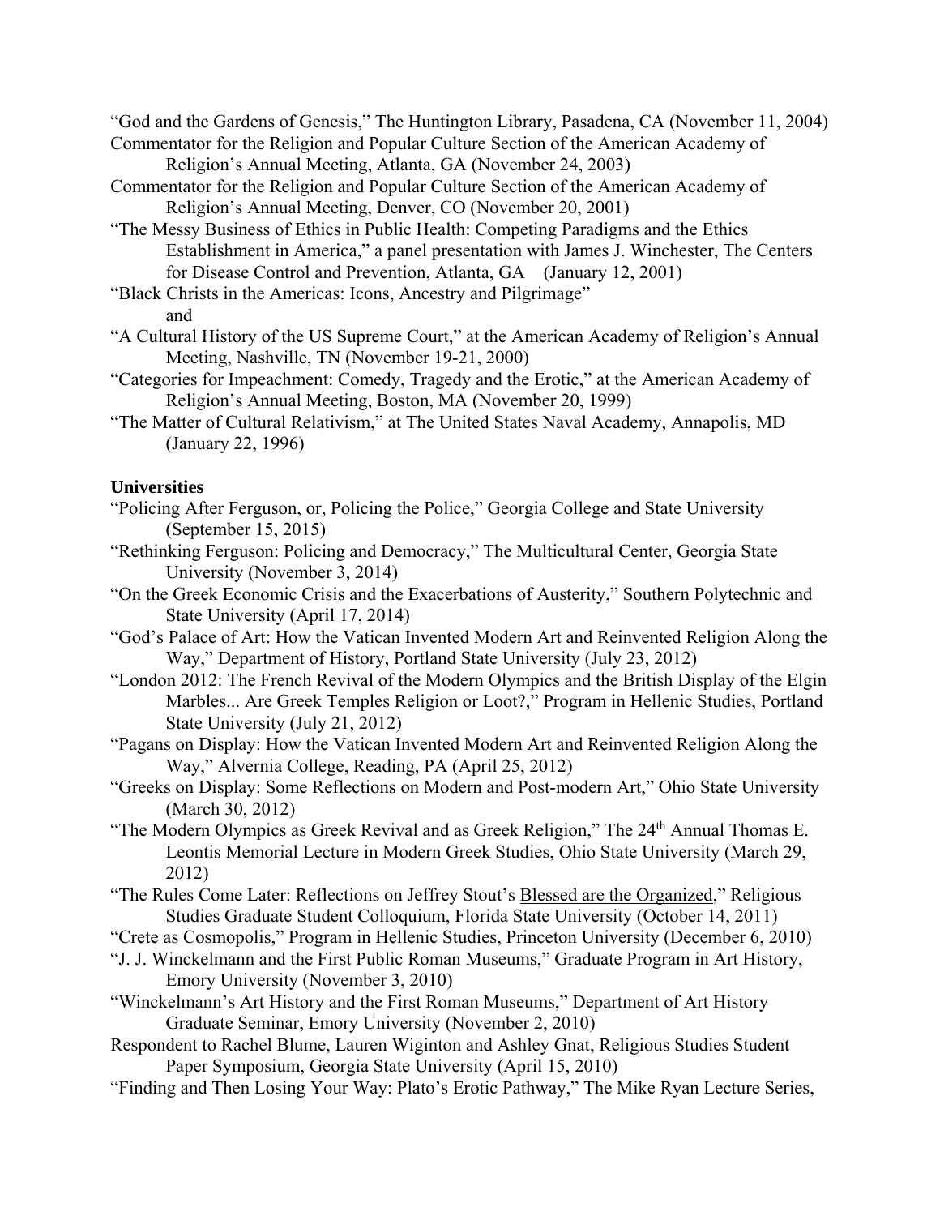"God and the Gardens of Genesis," The Huntington Library, Pasadena, CA (November 11, 2004)

Commentator for the Religion and Popular Culture Section of the American Academy of Religion's Annual Meeting, Atlanta, GA (November 24, 2003)

Commentator for the Religion and Popular Culture Section of the American Academy of Religion's Annual Meeting, Denver, CO (November 20, 2001)

"The Messy Business of Ethics in Public Health: Competing Paradigms and the Ethics Establishment in America," a panel presentation with James J. Winchester, The Centers for Disease Control and Prevention, Atlanta, GA (January 12, 2001)

"Black Christs in the Americas: Icons, Ancestry and Pilgrimage"
and

"A Cultural History of the US Supreme Court," at the American Academy of Religion's Annual Meeting, Nashville, TN (November 19-21, 2000)

"Categories for Impeachment: Comedy, Tragedy and the Erotic," at the American Academy of Religion's Annual Meeting, Boston, MA (November 20, 1999)

"The Matter of Cultural Relativism," at The United States Naval Academy, Annapolis, MD (January 22, 1996)

**Universities**

"Policing After Ferguson, or, Policing the Police," Georgia College and State University (September 15, 2015)

"Rethinking Ferguson: Policing and Democracy," The Multicultural Center, Georgia State University (November 3, 2014)

"On the Greek Economic Crisis and the Exacerbations of Austerity," Southern Polytechnic and State University (April 17, 2014)

"God's Palace of Art: How the Vatican Invented Modern Art and Reinvented Religion Along the Way," Department of History, Portland State University (July 23, 2012)

"London 2012: The French Revival of the Modern Olympics and the British Display of the Elgin Marbles... Are Greek Temples Religion or Loot?," Program in Hellenic Studies, Portland State University (July 21, 2012)

"Pagans on Display: How the Vatican Invented Modern Art and Reinvented Religion Along the Way," Alvernia College, Reading, PA (April 25, 2012)

"Greeks on Display: Some Reflections on Modern and Post-modern Art," Ohio State University (March 30, 2012)

"The Modern Olympics as Greek Revival and as Greek Religion," The 24th Annual Thomas E. Leontis Memorial Lecture in Modern Greek Studies, Ohio State University (March 29, 2012)

"The Rules Come Later: Reflections on Jeffrey Stout's Blessed are the Organized," Religious Studies Graduate Student Colloquium, Florida State University (October 14, 2011)

"Crete as Cosmopolis," Program in Hellenic Studies, Princeton University (December 6, 2010)

"J. J. Winckelmann and the First Public Roman Museums," Graduate Program in Art History, Emory University (November 3, 2010)

"Winckelmann's Art History and the First Roman Museums," Department of Art History Graduate Seminar, Emory University (November 2, 2010)

Respondent to Rachel Blume, Lauren Wiginton and Ashley Gnat, Religious Studies Student Paper Symposium, Georgia State University (April 15, 2010)

"Finding and Then Losing Your Way: Plato's Erotic Pathway," The Mike Ryan Lecture Series,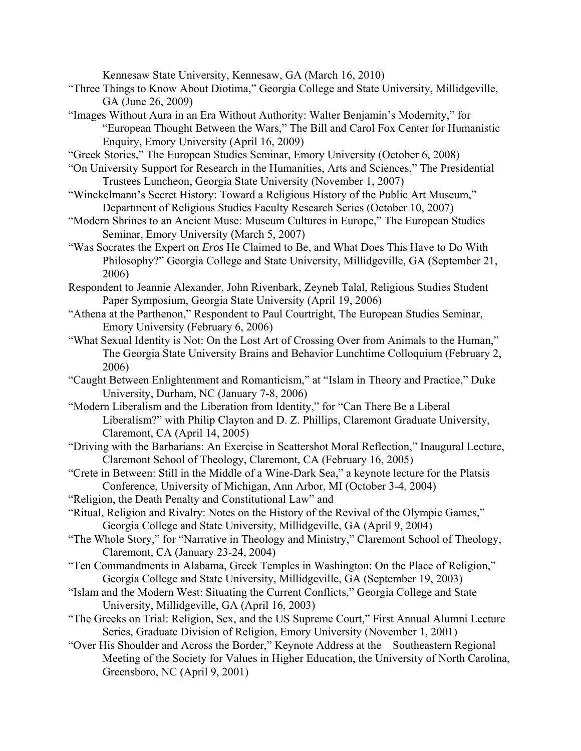Kennesaw State University, Kennesaw, GA (March 16, 2010)

"Three Things to Know About Diotima," Georgia College and State University, Milledgeville, GA (June 26, 2009)

"Images Without Aura in an Era Without Authority: Walter Benjamin's Modernity," for "European Thought Between the Wars," The Bill and Carol Fox Center for Humanistic Enquiry, Emory University (April 16, 2009)

"Greek Stories," The European Studies Seminar, Emory University (October 6, 2008)

"On University Support for Research in the Humanities, Arts and Sciences," The Presidential Trustees Luncheon, Georgia State University (November 1, 2007)

"Winckelmann's Secret History: Toward a Religious History of the Public Art Museum," Department of Religious Studies Faculty Research Series (October 10, 2007)

"Modern Shrines to an Ancient Muse: Museum Cultures in Europe," The European Studies Seminar, Emory University (March 5, 2007)

"Was Socrates the Expert on *Eros* He Claimed to Be, and What Does This Have to Do With Philosophy?" Georgia College and State University, Milledgeville, GA (September 21, 2006)

Respondent to Jeannie Alexander, John Rivenbark, Zeyneb Talal, Religious Studies Student Paper Symposium, Georgia State University (April 19, 2006)

"Athena at the Parthenon," Respondent to Paul Courtright, The European Studies Seminar, Emory University (February 6, 2006)

"What Sexual Identity is Not: On the Lost Art of Crossing Over from Animals to the Human," The Georgia State University Brains and Behavior Lunchtime Colloquium (February 2, 2006)

"Caught Between Enlightenment and Romanticism," at "Islam in Theory and Practice," Duke University, Durham, NC (January 7-8, 2006)

"Modern Liberalism and the Liberation from Identity," for "Can There Be a Liberal Liberalism?" with Philip Clayton and D. Z. Phillips, Claremont Graduate University, Claremont, CA (April 14, 2005)

"Driving with the Barbarians: An Exercise in Scattershot Moral Reflection," Inaugural Lecture, Claremont School of Theology, Claremont, CA (February 16, 2005)

"Crete in Between: Still in the Middle of a Wine-Dark Sea," a keynote lecture for the Platsis Conference, University of Michigan, Ann Arbor, MI (October 3-4, 2004)

"Religion, the Death Penalty and Constitutional Law" and

"Ritual, Religion and Rivalry: Notes on the History of the Revival of the Olympic Games," Georgia College and State University, Milledgeville, GA (April 9, 2004)

"The Whole Story," for "Narrative in Theology and Ministry," Claremont School of Theology, Claremont, CA (January 23-24, 2004)

"Ten Commandments in Alabama, Greek Temples in Washington: On the Place of Religion," Georgia College and State University, Milledgeville, GA (September 19, 2003)

"Islam and the Modern West: Situating the Current Conflicts," Georgia College and State University, Milledgeville, GA (April 16, 2003)

"The Greeks on Trial: Religion, Sex, and the US Supreme Court," First Annual Alumni Lecture Series, Graduate Division of Religion, Emory University (November 1, 2001)

"Over His Shoulder and Across the Border," Keynote Address at the Southeastern Regional Meeting of the Society for Values in Higher Education, the University of North Carolina, Greensboro, NC (April 9, 2001)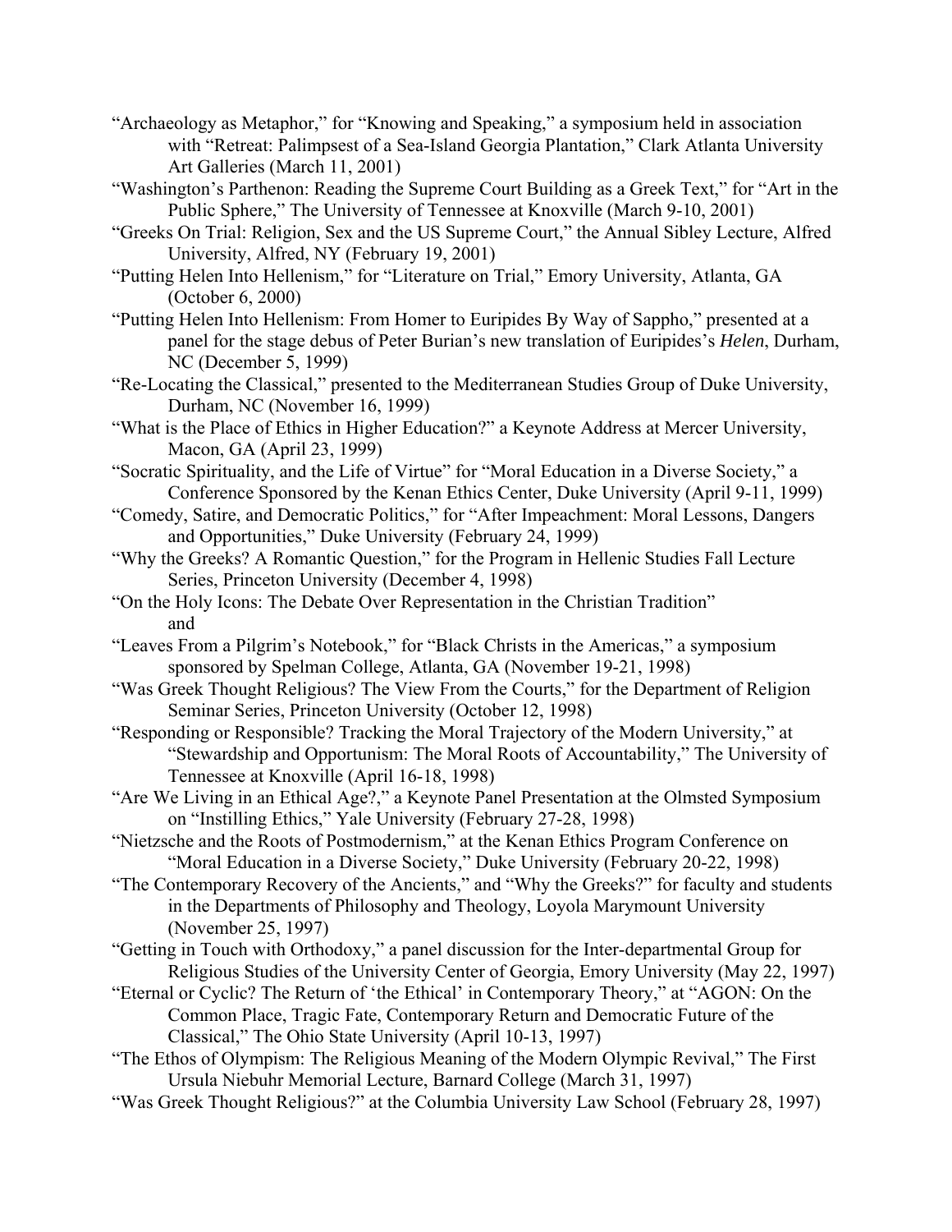"Archaeology as Metaphor," for "Knowing and Speaking," a symposium held in association with "Retreat: Palimpsest of a Sea-Island Georgia Plantation," Clark Atlanta University Art Galleries (March 11, 2001)

"Washington's Parthenon: Reading the Supreme Court Building as a Greek Text," for "Art in the Public Sphere," The University of Tennessee at Knoxville (March 9-10, 2001)

"Greeks On Trial: Religion, Sex and the US Supreme Court," the Annual Sibley Lecture, Alfred University, Alfred, NY (February 19, 2001)

"Putting Helen Into Hellenism," for "Literature on Trial," Emory University, Atlanta, GA (October 6, 2000)

"Putting Helen Into Hellenism: From Homer to Euripides By Way of Sappho," presented at a panel for the stage debus of Peter Burian's new translation of Euripides's *Helen*, Durham, NC (December 5, 1999)

"Re-Locating the Classical," presented to the Mediterranean Studies Group of Duke University, Durham, NC (November 16, 1999)

"What is the Place of Ethics in Higher Education?" a Keynote Address at Mercer University, Macon, GA (April 23, 1999)

"Socratic Spirituality, and the Life of Virtue" for "Moral Education in a Diverse Society," a Conference Sponsored by the Kenan Ethics Center, Duke University (April 9-11, 1999)

"Comedy, Satire, and Democratic Politics," for "After Impeachment: Moral Lessons, Dangers and Opportunities," Duke University (February 24, 1999)

"Why the Greeks? A Romantic Question," for the Program in Hellenic Studies Fall Lecture Series, Princeton University (December 4, 1998)

"On the Holy Icons: The Debate Over Representation in the Christian Tradition"
and

"Leaves From a Pilgrim's Notebook," for "Black Christs in the Americas," a symposium sponsored by Spelman College, Atlanta, GA (November 19-21, 1998)

"Was Greek Thought Religious? The View From the Courts," for the Department of Religion Seminar Series, Princeton University (October 12, 1998)

"Responding or Responsible? Tracking the Moral Trajectory of the Modern University," at "Stewardship and Opportunism: The Moral Roots of Accountability," The University of Tennessee at Knoxville (April 16-18, 1998)

"Are We Living in an Ethical Age?," a Keynote Panel Presentation at the Olmsted Symposium on "Instilling Ethics," Yale University (February 27-28, 1998)

"Nietzsche and the Roots of Postmodernism," at the Kenan Ethics Program Conference on "Moral Education in a Diverse Society," Duke University (February 20-22, 1998)

"The Contemporary Recovery of the Ancients," and "Why the Greeks?" for faculty and students in the Departments of Philosophy and Theology, Loyola Marymount University (November 25, 1997)

"Getting in Touch with Orthodoxy," a panel discussion for the Inter-departmental Group for Religious Studies of the University Center of Georgia, Emory University (May 22, 1997)

"Eternal or Cyclic? The Return of 'the Ethical' in Contemporary Theory," at "AGON: On the Common Place, Tragic Fate, Contemporary Return and Democratic Future of the Classical," The Ohio State University (April 10-13, 1997)

"The Ethos of Olympism: The Religious Meaning of the Modern Olympic Revival," The First Ursula Niebuhr Memorial Lecture, Barnard College (March 31, 1997)

"Was Greek Thought Religious?" at the Columbia University Law School (February 28, 1997)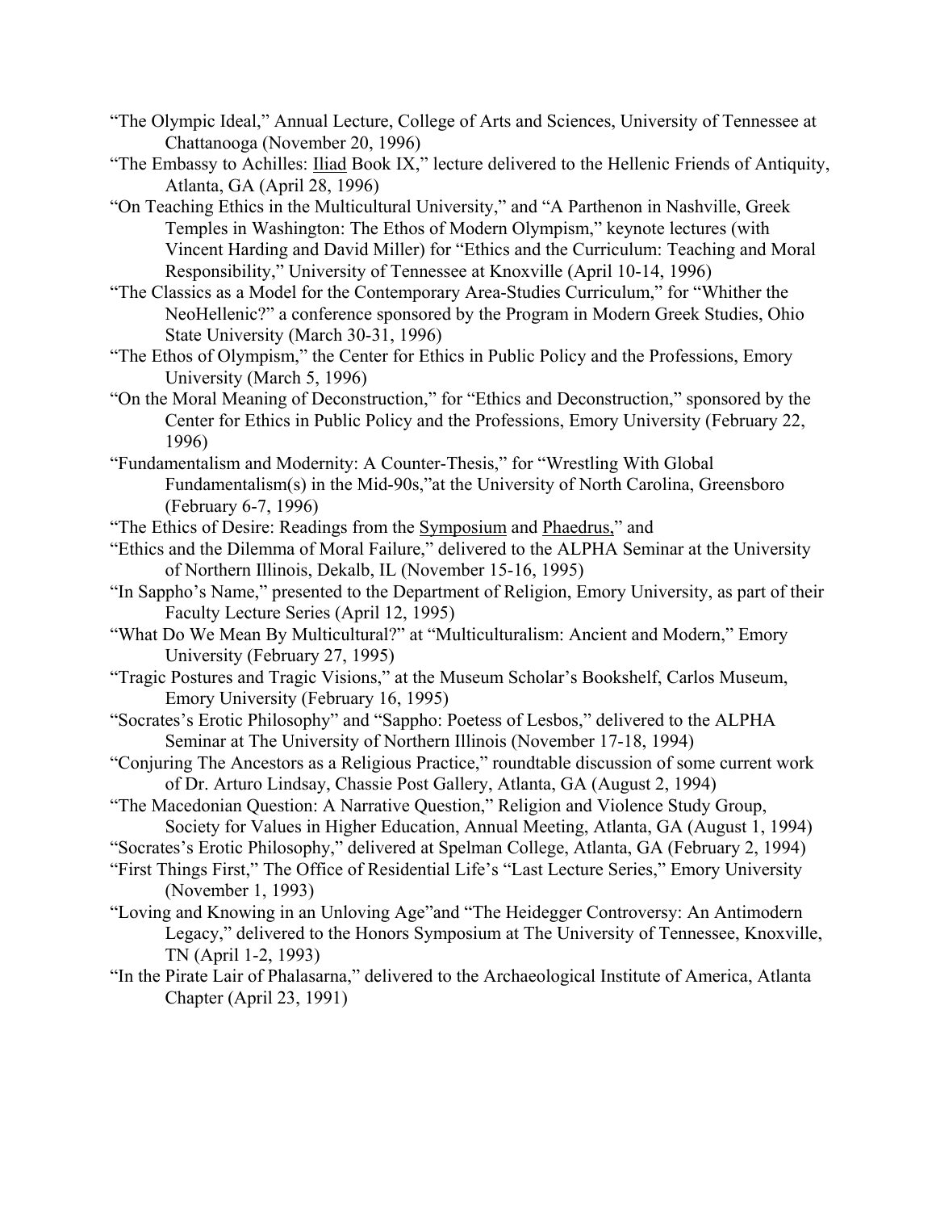"The Olympic Ideal," Annual Lecture, College of Arts and Sciences, University of Tennessee at Chattanooga (November 20, 1996)

"The Embassy to Achilles: Iliad Book IX," lecture delivered to the Hellenic Friends of Antiquity, Atlanta, GA (April 28, 1996)

"On Teaching Ethics in the Multicultural University," and "A Parthenon in Nashville, Greek Temples in Washington: The Ethos of Modern Olympism," keynote lectures (with Vincent Harding and David Miller) for "Ethics and the Curriculum: Teaching and Moral Responsibility," University of Tennessee at Knoxville (April 10-14, 1996)

"The Classics as a Model for the Contemporary Area-Studies Curriculum," for "Whither the NeoHellenic?" a conference sponsored by the Program in Modern Greek Studies, Ohio State University (March 30-31, 1996)

"The Ethos of Olympism," the Center for Ethics in Public Policy and the Professions, Emory University (March 5, 1996)

"On the Moral Meaning of Deconstruction," for "Ethics and Deconstruction," sponsored by the Center for Ethics in Public Policy and the Professions, Emory University (February 22, 1996)

"Fundamentalism and Modernity: A Counter-Thesis," for "Wrestling With Global Fundamentalism(s) in the Mid-90s,"at the University of North Carolina, Greensboro (February 6-7, 1996)

"The Ethics of Desire: Readings from the Symposium and Phaedrus," and

"Ethics and the Dilemma of Moral Failure," delivered to the ALPHA Seminar at the University of Northern Illinois, Dekalb, IL (November 15-16, 1995)

"In Sappho's Name," presented to the Department of Religion, Emory University, as part of their Faculty Lecture Series (April 12, 1995)

"What Do We Mean By Multicultural?" at "Multiculturalism: Ancient and Modern," Emory University (February 27, 1995)

"Tragic Postures and Tragic Visions," at the Museum Scholar's Bookshelf, Carlos Museum, Emory University (February 16, 1995)

"Socrates's Erotic Philosophy" and "Sappho: Poetess of Lesbos," delivered to the ALPHA Seminar at The University of Northern Illinois (November 17-18, 1994)

"Conjuring The Ancestors as a Religious Practice," roundtable discussion of some current work of Dr. Arturo Lindsay, Chassie Post Gallery, Atlanta, GA (August 2, 1994)

"The Macedonian Question: A Narrative Question," Religion and Violence Study Group, Society for Values in Higher Education, Annual Meeting, Atlanta, GA (August 1, 1994)

"Socrates's Erotic Philosophy," delivered at Spelman College, Atlanta, GA (February 2, 1994)

"First Things First," The Office of Residential Life's "Last Lecture Series," Emory University (November 1, 1993)

"Loving and Knowing in an Unloving Age"and "The Heidegger Controversy: An Antimodern Legacy," delivered to the Honors Symposium at The University of Tennessee, Knoxville, TN (April 1-2, 1993)

"In the Pirate Lair of Phalasarna," delivered to the Archaeological Institute of America, Atlanta Chapter (April 23, 1991)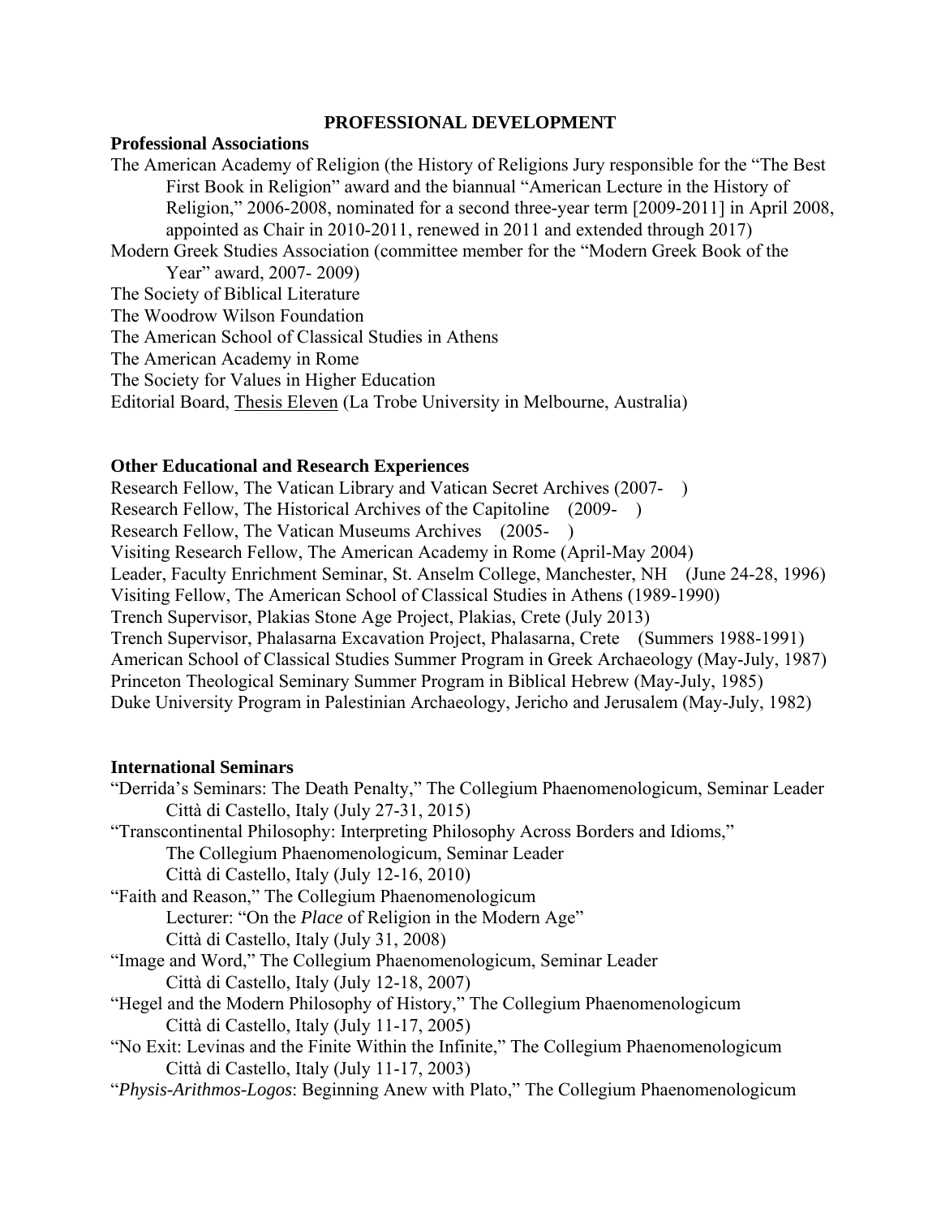## PROFESSIONAL DEVELOPMENT

### Professional Associations

The American Academy of Religion (the History of Religions Jury responsible for the "The Best First Book in Religion" award and the biannual "American Lecture in the History of Religion," 2006-2008, nominated for a second three-year term [2009-2011] in April 2008, appointed as Chair in 2010-2011, renewed in 2011 and extended through 2017)

Modern Greek Studies Association (committee member for the "Modern Greek Book of the Year" award, 2007- 2009)

The Society of Biblical Literature

The Woodrow Wilson Foundation

The American School of Classical Studies in Athens

The American Academy in Rome

The Society for Values in Higher Education

Editorial Board, Thesis Eleven (La Trobe University in Melbourne, Australia)

### Other Educational and Research Experiences

Research Fellow, The Vatican Library and Vatican Secret Archives (2007- )

Research Fellow, The Historical Archives of the Capitoline (2009- )

Research Fellow, The Vatican Museums Archives (2005- )

Visiting Research Fellow, The American Academy in Rome (April-May 2004)

Leader, Faculty Enrichment Seminar, St. Anselm College, Manchester, NH (June 24-28, 1996)

Visiting Fellow, The American School of Classical Studies in Athens (1989-1990)

Trench Supervisor, Plakias Stone Age Project, Plakias, Crete (July 2013)

Trench Supervisor, Phalasarna Excavation Project, Phalasarna, Crete (Summers 1988-1991)

American School of Classical Studies Summer Program in Greek Archaeology (May-July, 1987)

Princeton Theological Seminary Summer Program in Biblical Hebrew (May-July, 1985)

Duke University Program in Palestinian Archaeology, Jericho and Jerusalem (May-July, 1982)

### International Seminars

"Derrida's Seminars: The Death Penalty," The Collegium Phaenomenologicum, Seminar Leader
Città di Castello, Italy (July 27-31, 2015)

"Transcontinental Philosophy: Interpreting Philosophy Across Borders and Idioms,"
The Collegium Phaenomenologicum, Seminar Leader
Città di Castello, Italy (July 12-16, 2010)

"Faith and Reason," The Collegium Phaenomenologicum
Lecturer: "On the *Place* of Religion in the Modern Age"
Città di Castello, Italy (July 31, 2008)

"Image and Word," The Collegium Phaenomenologicum, Seminar Leader
Città di Castello, Italy (July 12-18, 2007)

"Hegel and the Modern Philosophy of History," The Collegium Phaenomenologicum
Città di Castello, Italy (July 11-17, 2005)

"No Exit: Levinas and the Finite Within the Infinite," The Collegium Phaenomenologicum
Città di Castello, Italy (July 11-17, 2003)

"*Physis-Arithmos-Logos*: Beginning Anew with Plato," The Collegium Phaenomenologicum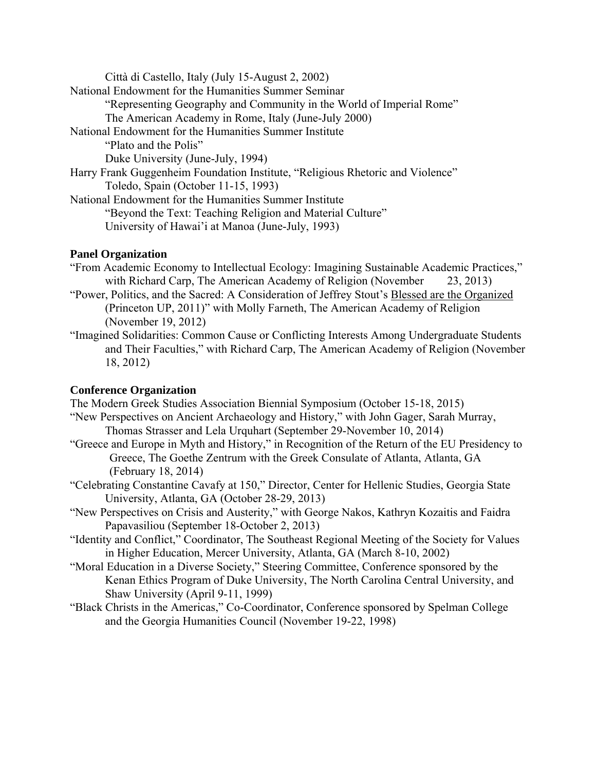Città di Castello, Italy (July 15-August 2, 2002)

National Endowment for the Humanities Summer Seminar
"Representing Geography and Community in the World of Imperial Rome"
The American Academy in Rome, Italy (June-July 2000)

National Endowment for the Humanities Summer Institute
"Plato and the Polis"
Duke University (June-July, 1994)

Harry Frank Guggenheim Foundation Institute, "Religious Rhetoric and Violence"
Toledo, Spain (October 11-15, 1993)

National Endowment for the Humanities Summer Institute
"Beyond the Text: Teaching Religion and Material Culture"
University of Hawai'i at Manoa (June-July, 1993)

**Panel Organization**

"From Academic Economy to Intellectual Ecology: Imagining Sustainable Academic Practices," with Richard Carp, The American Academy of Religion (November 23, 2013)

"Power, Politics, and the Sacred: A Consideration of Jeffrey Stout's Blessed are the Organized (Princeton UP, 2011)" with Molly Farneth, The American Academy of Religion (November 19, 2012)

"Imagined Solidarities: Common Cause or Conflicting Interests Among Undergraduate Students and Their Faculties," with Richard Carp, The American Academy of Religion (November 18, 2012)

**Conference Organization**

The Modern Greek Studies Association Biennial Symposium (October 15-18, 2015)

"New Perspectives on Ancient Archaeology and History," with John Gager, Sarah Murray, Thomas Strasser and Lela Urquhart (September 29-November 10, 2014)

"Greece and Europe in Myth and History," in Recognition of the Return of the EU Presidency to Greece, The Goethe Zentrum with the Greek Consulate of Atlanta, Atlanta, GA (February 18, 2014)

"Celebrating Constantine Cavafy at 150," Director, Center for Hellenic Studies, Georgia State University, Atlanta, GA (October 28-29, 2013)

"New Perspectives on Crisis and Austerity," with George Nakos, Kathryn Kozaitis and Faidra Papavasiliou (September 18-October 2, 2013)

"Identity and Conflict," Coordinator, The Southeast Regional Meeting of the Society for Values in Higher Education, Mercer University, Atlanta, GA (March 8-10, 2002)

"Moral Education in a Diverse Society," Steering Committee, Conference sponsored by the Kenan Ethics Program of Duke University, The North Carolina Central University, and Shaw University (April 9-11, 1999)

"Black Christs in the Americas," Co-Coordinator, Conference sponsored by Spelman College and the Georgia Humanities Council (November 19-22, 1998)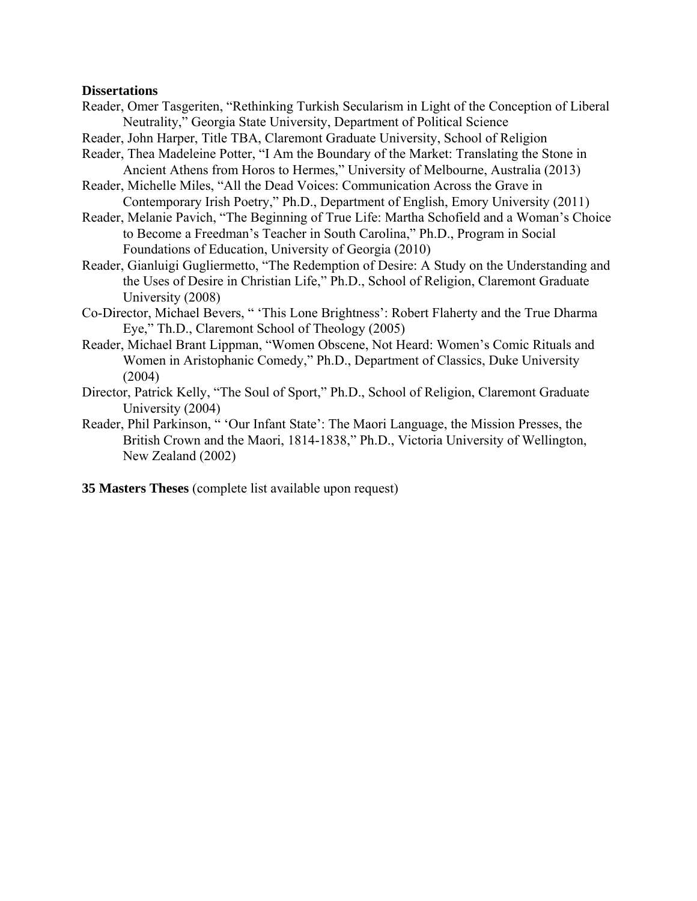**Dissertations**

Reader, Omer Tasgeriten, "Rethinking Turkish Secularism in Light of the Conception of Liberal Neutrality," Georgia State University, Department of Political Science

Reader, John Harper, Title TBA, Claremont Graduate University, School of Religion

Reader, Thea Madeleine Potter, "I Am the Boundary of the Market: Translating the Stone in Ancient Athens from Horos to Hermes," University of Melbourne, Australia (2013)

Reader, Michelle Miles, "All the Dead Voices: Communication Across the Grave in Contemporary Irish Poetry," Ph.D., Department of English, Emory University (2011)

Reader, Melanie Pavich, "The Beginning of True Life: Martha Schofield and a Woman's Choice to Become a Freedman's Teacher in South Carolina," Ph.D., Program in Social Foundations of Education, University of Georgia (2010)

Reader, Gianluigi Gugliermetto, "The Redemption of Desire: A Study on the Understanding and the Uses of Desire in Christian Life," Ph.D., School of Religion, Claremont Graduate University (2008)

Co-Director, Michael Bevers, " 'This Lone Brightness': Robert Flaherty and the True Dharma Eye," Th.D., Claremont School of Theology (2005)

Reader, Michael Brant Lippman, "Women Obscene, Not Heard: Women's Comic Rituals and Women in Aristophanic Comedy," Ph.D., Department of Classics, Duke University (2004)

Director, Patrick Kelly, "The Soul of Sport," Ph.D., School of Religion, Claremont Graduate University (2004)

Reader, Phil Parkinson, " 'Our Infant State': The Maori Language, the Mission Presses, the British Crown and the Maori, 1814-1838," Ph.D., Victoria University of Wellington, New Zealand (2002)

**35 Masters Theses** (complete list available upon request)